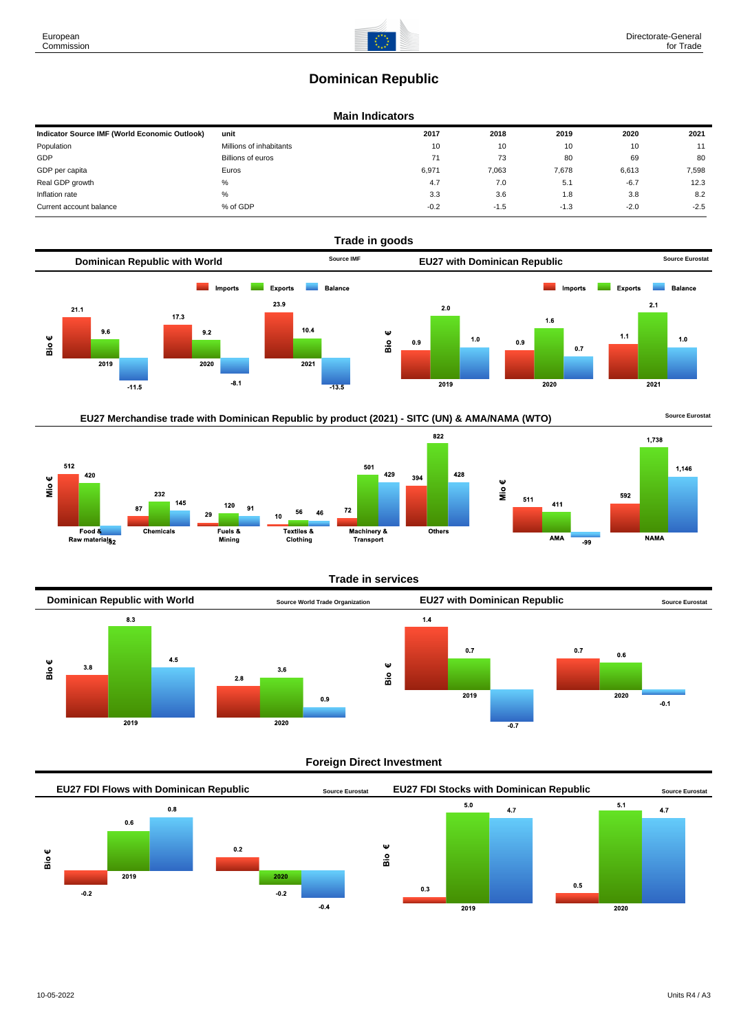# Dominican Republic

## Main Indicators

| Indicator Source IMF (World Economic Outlook) | unit | 2017 | 2018 | 2019 | 2020 | 2021 |
|---|---|---|---|---|---|---|
| Population | Millions of inhabitants | 10 | 10 | 10 | 10 | 11 |
| GDP | Billions of euros | 71 | 73 | 80 | 69 | 80 |
| GDP per capita | Euros | 6,971 | 7,063 | 7,678 | 6,613 | 7,598 |
| Real GDP growth | % | 4.7 | 7.0 | 5.1 | -6.7 | 12.3 |
| Inflation rate | % | 3.3 | 3.6 | 1.8 | 3.8 | 8.2 |
| Current account balance | % of GDP | -0.2 | -1.5 | -1.3 | -2.0 | -2.5 |

## Trade in goods

### Dominican Republic with World

Source IMF

| Bio € | Imports | Exports | Balance |
|---|---|---|---|
| 2019 | 21.1 | 9.6 | -11.5 |
| 2020 | 17.3 | 9.2 | -8.1 |
| 2021 | 23.9 | 10.4 | -13.5 |

### EU27 with Dominican Republic

Source Eurostat

| Bio € | Imports | Exports | Balance |
|---|---|---|---|
| 2019 | 0.9 | 2.0 | 1.0 |
| 2020 | 0.9 | 1.6 | 0.7 |
| 2021 | 1.1 | 2.1 | 1.0 |

### EU27 Merchandise trade with Dominican Republic by product (2021) - SITC (UN) & AMA/NAMA (WTO)

Source Eurostat

| Mio € | Imports | Exports | Balance |
|---|---|---|---|
| Food & Raw materials | 512 | 420 | -92 |
| Chemicals | 87 | 232 | 145 |
| Fuels & Mining | 29 | 120 | 91 |
| Textiles & Clothing | 10 | 56 | 46 |
| Machinery & Transport | 72 | 501 | 429 |
| Others | 394 | 822 | 428 |

| Mio € | Imports | Exports | Balance |
|---|---|---|---|
| AMA | 511 | 411 | -99 |
| NAMA | 592 | 1,738 | 1,146 |

## Trade in services

### Dominican Republic with World

Source World Trade Organization

| Bio € | Imports | Exports | Balance |
|---|---|---|---|
| 2019 | 3.8 | 8.3 | 4.5 |
| 2020 | 2.8 | 3.6 | 0.9 |

### EU27 with Dominican Republic

Source Eurostat

| Bio € | Imports | Exports | Balance |
|---|---|---|---|
| 2019 | 1.4 | 0.7 | -0.7 |
| 2020 | 0.7 | 0.6 | -0.1 |

## Foreign Direct Investment

### EU27 FDI Flows with Dominican Republic

Source Eurostat

| Bio € | Inward | Outward | Balance |
|---|---|---|---|
| 2019 | -0.2 | 0.6 | 0.8 |
| 2020 | 0.2 | -0.2 | -0.4 |

### EU27 FDI Stocks with Dominican Republic

Source Eurostat

| Bio € | Inward | Outward | Balance |
|---|---|---|---|
| 2019 | 0.3 | 5.0 | 4.7 |
| 2020 | 0.5 | 5.1 | 4.7 |

10-05-2022

Units R4 / A3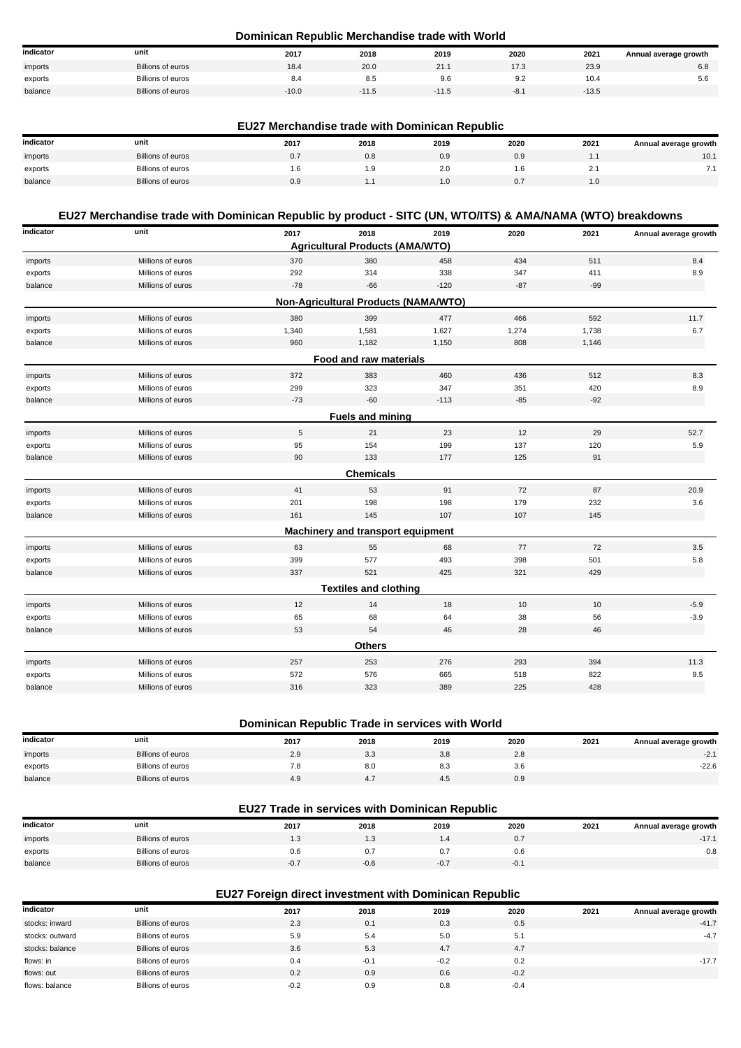### Dominican Republic Merchandise trade with World

| indicator | unit | 2017 | 2018 | 2019 | 2020 | 2021 | Annual average growth |
|---|---|---|---|---|---|---|---|
| imports | Billions of euros | 18.4 | 20.0 | 21.1 | 17.3 | 23.9 | 6.8 |
| exports | Billions of euros | 8.4 | 8.5 | 9.6 | 9.2 | 10.4 | 5.6 |
| balance | Billions of euros | -10.0 | -11.5 | -11.5 | -8.1 | -13.5 | |

### EU27 Merchandise trade with Dominican Republic

| indicator | unit | 2017 | 2018 | 2019 | 2020 | 2021 | Annual average growth |
|---|---|---|---|---|---|---|---|
| imports | Billions of euros | 0.7 | 0.8 | 0.9 | 0.9 | 1.1 | 10.1 |
| exports | Billions of euros | 1.6 | 1.9 | 2.0 | 1.6 | 2.1 | 7.1 |
| balance | Billions of euros | 0.9 | 1.1 | 1.0 | 0.7 | 1.0 | |

### EU27 Merchandise trade with Dominican Republic by product - SITC (UN, WTO/ITS) & AMA/NAMA (WTO) breakdowns

| indicator | unit | 2017 | 2018 | 2019 | 2020 | 2021 | Annual average growth |
|---|---|---|---|---|---|---|---|
| | | | **Agricultural Products (AMA/WTO)** | | | | |
| imports | Millions of euros | 370 | 380 | 458 | 434 | 511 | 8.4 |
| exports | Millions of euros | 292 | 314 | 338 | 347 | 411 | 8.9 |
| balance | Millions of euros | -78 | -66 | -120 | -87 | -99 | |
| | | | **Non-Agricultural Products (NAMA/WTO)** | | | | |
| imports | Millions of euros | 380 | 399 | 477 | 466 | 592 | 11.7 |
| exports | Millions of euros | 1,340 | 1,581 | 1,627 | 1,274 | 1,738 | 6.7 |
| balance | Millions of euros | 960 | 1,182 | 1,150 | 808 | 1,146 | |
| | | | **Food and raw materials** | | | | |
| imports | Millions of euros | 372 | 383 | 460 | 436 | 512 | 8.3 |
| exports | Millions of euros | 299 | 323 | 347 | 351 | 420 | 8.9 |
| balance | Millions of euros | -73 | -60 | -113 | -85 | -92 | |
| | | | **Fuels and mining** | | | | |
| imports | Millions of euros | 5 | 21 | 23 | 12 | 29 | 52.7 |
| exports | Millions of euros | 95 | 154 | 199 | 137 | 120 | 5.9 |
| balance | Millions of euros | 90 | 133 | 177 | 125 | 91 | |
| | | | **Chemicals** | | | | |
| imports | Millions of euros | 41 | 53 | 91 | 72 | 87 | 20.9 |
| exports | Millions of euros | 201 | 198 | 198 | 179 | 232 | 3.6 |
| balance | Millions of euros | 161 | 145 | 107 | 107 | 145 | |
| | | | **Machinery and transport equipment** | | | | |
| imports | Millions of euros | 63 | 55 | 68 | 77 | 72 | 3.5 |
| exports | Millions of euros | 399 | 577 | 493 | 398 | 501 | 5.8 |
| balance | Millions of euros | 337 | 521 | 425 | 321 | 429 | |
| | | | **Textiles and clothing** | | | | |
| imports | Millions of euros | 12 | 14 | 18 | 10 | 10 | -5.9 |
| exports | Millions of euros | 65 | 68 | 64 | 38 | 56 | -3.9 |
| balance | Millions of euros | 53 | 54 | 46 | 28 | 46 | |
| | | | **Others** | | | | |
| imports | Millions of euros | 257 | 253 | 276 | 293 | 394 | 11.3 |
| exports | Millions of euros | 572 | 576 | 665 | 518 | 822 | 9.5 |
| balance | Millions of euros | 316 | 323 | 389 | 225 | 428 | |

### Dominican Republic Trade in services with World

| indicator | unit | 2017 | 2018 | 2019 | 2020 | 2021 | Annual average growth |
|---|---|---|---|---|---|---|---|
| imports | Billions of euros | 2.9 | 3.3 | 3.8 | 2.8 | | -2.1 |
| exports | Billions of euros | 7.8 | 8.0 | 8.3 | 3.6 | | -22.6 |
| balance | Billions of euros | 4.9 | 4.7 | 4.5 | 0.9 | | |

### EU27 Trade in services with Dominican Republic

| indicator | unit | 2017 | 2018 | 2019 | 2020 | 2021 | Annual average growth |
|---|---|---|---|---|---|---|---|
| imports | Billions of euros | 1.3 | 1.3 | 1.4 | 0.7 | | -17.1 |
| exports | Billions of euros | 0.6 | 0.7 | 0.7 | 0.6 | | 0.8 |
| balance | Billions of euros | -0.7 | -0.6 | -0.7 | -0.1 | | |

### EU27 Foreign direct investment with Dominican Republic

| indicator | unit | 2017 | 2018 | 2019 | 2020 | 2021 | Annual average growth |
|---|---|---|---|---|---|---|---|
| stocks: inward | Billions of euros | 2.3 | 0.1 | 0.3 | 0.5 | | -41.7 |
| stocks: outward | Billions of euros | 5.9 | 5.4 | 5.0 | 5.1 | | -4.7 |
| stocks: balance | Billions of euros | 3.6 | 5.3 | 4.7 | 4.7 | | |
| flows: in | Billions of euros | 0.4 | -0.1 | -0.2 | 0.2 | | -17.7 |
| flows: out | Billions of euros | 0.2 | 0.9 | 0.6 | -0.2 | | |
| flows: balance | Billions of euros | -0.2 | 0.9 | 0.8 | -0.4 | | |